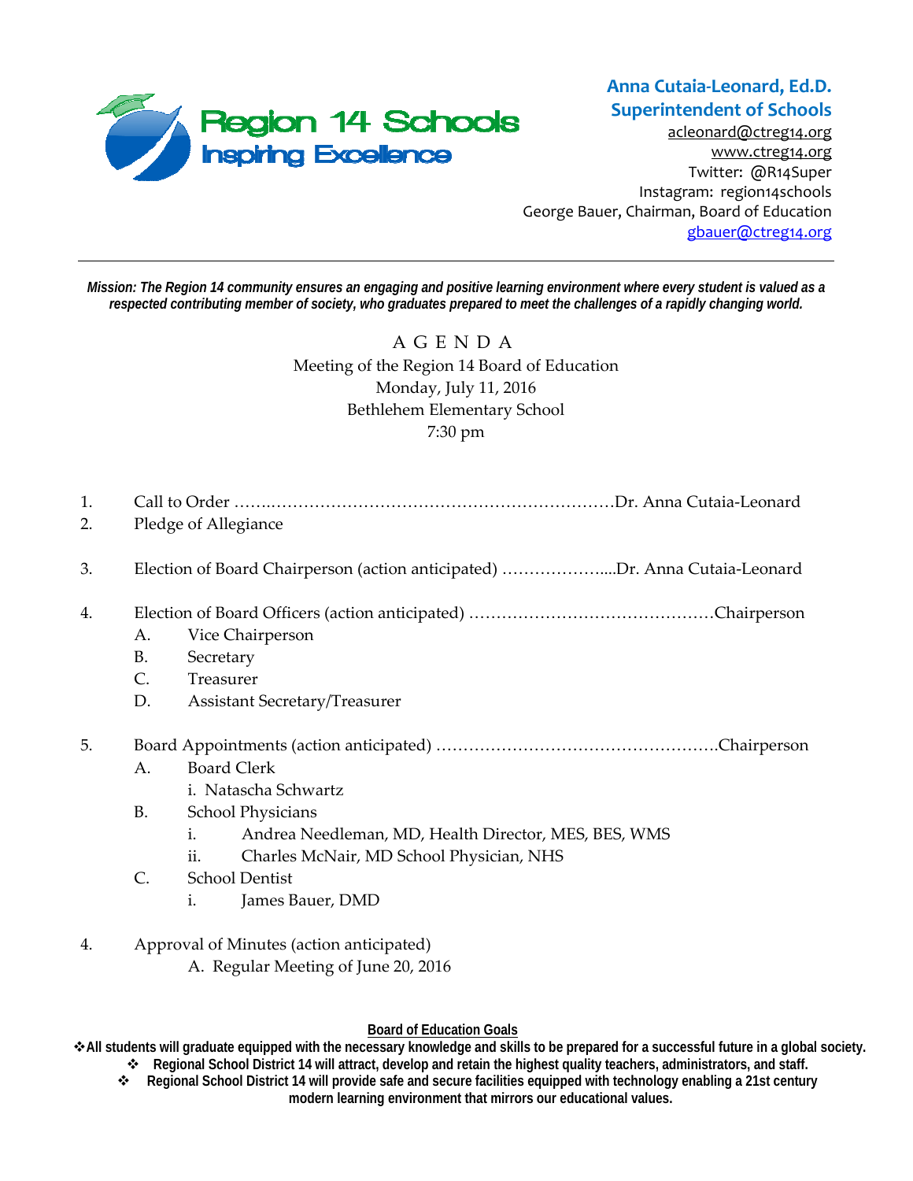Region 14 Schools
Inspiring Excellence

**Anna Cutaia-Leonard, Ed.D.**
**Superintendent of Schools**
acleonard@ctreg14.org
www.ctreg14.org
Twitter: @R14Super
Instagram: region14schools
George Bauer, Chairman, Board of Education
gbauer@ctreg14.org

---

***Mission: The Region 14 community ensures an engaging and positive learning environment where every student is valued as a respected contributing member of society, who graduates prepared to meet the challenges of a rapidly changing world.***

A G E N D A
Meeting of the Region 14 Board of Education
Monday, July 11, 2016
Bethlehem Elementary School
7:30 pm

1. Call to Order ……..…………………………………………………Dr. Anna Cutaia-Leonard
2. Pledge of Allegiance
3. Election of Board Chairperson (action anticipated) ………………....Dr. Anna Cutaia-Leonard
4. Election of Board Officers (action anticipated) ………………………………………Chairperson
   - A. Vice Chairperson
   - B. Secretary
   - C. Treasurer
   - D. Assistant Secretary/Treasurer
5. Board Appointments (action anticipated) …………………………………………….Chairperson
   - A. Board Clerk
     - i. Natascha Schwartz
   - B. School Physicians
     - i. Andrea Needleman, MD, Health Director, MES, BES, WMS
     - ii. Charles McNair, MD School Physician, NHS
   - C. School Dentist
     - i. James Bauer, DMD
4. Approval of Minutes (action anticipated)
   - A. Regular Meeting of June 20, 2016

**Board of Education Goals**

- ❖ **All students will graduate equipped with the necessary knowledge and skills to be prepared for a successful future in a global society.**
- ❖ **Regional School District 14 will attract, develop and retain the highest quality teachers, administrators, and staff.**
- ❖ **Regional School District 14 will provide safe and secure facilities equipped with technology enabling a 21st century modern learning environment that mirrors our educational values.**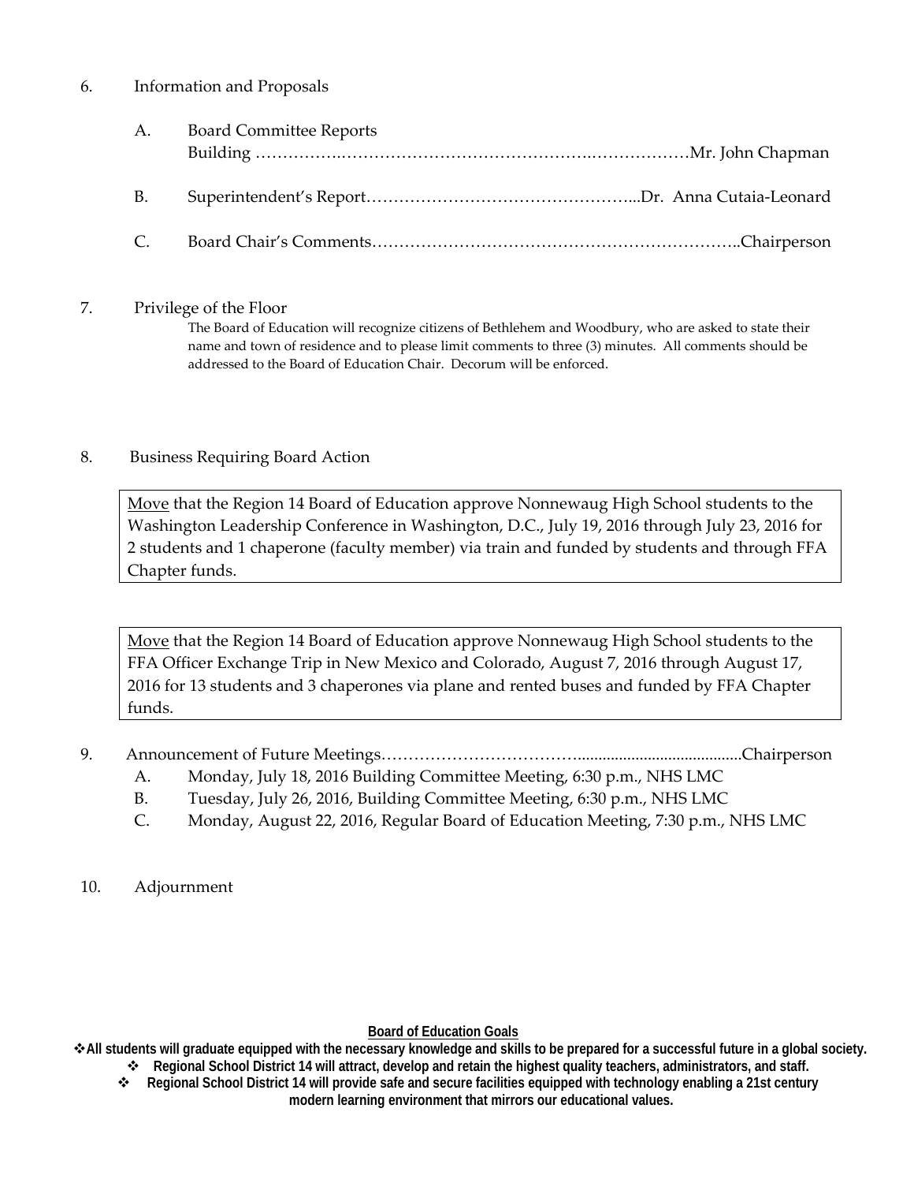6. Information and Proposals

   A. Board Committee Reports
      Building ……………………………………………………………………Mr. John Chapman

   B. Superintendent's Report…………………………………………...Dr. Anna Cutaia-Leonard

   C. Board Chair's Comments…………………………………………………………..Chairperson

7. Privilege of the Floor

   The Board of Education will recognize citizens of Bethlehem and Woodbury, who are asked to state their name and town of residence and to please limit comments to three (3) minutes. All comments should be addressed to the Board of Education Chair. Decorum will be enforced.

8. Business Requiring Board Action

   Move that the Region 14 Board of Education approve Nonnewaug High School students to the Washington Leadership Conference in Washington, D.C., July 19, 2016 through July 23, 2016 for 2 students and 1 chaperone (faculty member) via train and funded by students and through FFA Chapter funds.

   Move that the Region 14 Board of Education approve Nonnewaug High School students to the FFA Officer Exchange Trip in New Mexico and Colorado, August 7, 2016 through August 17, 2016 for 13 students and 3 chaperones via plane and rented buses and funded by FFA Chapter funds.

9. Announcement of Future Meetings……………………………........................................Chairperson

   A. Monday, July 18, 2016 Building Committee Meeting, 6:30 p.m., NHS LMC
   B. Tuesday, July 26, 2016, Building Committee Meeting, 6:30 p.m., NHS LMC
   C. Monday, August 22, 2016, Regular Board of Education Meeting, 7:30 p.m., NHS LMC

10. Adjournment

**Board of Education Goals**

- **All students will graduate equipped with the necessary knowledge and skills to be prepared for a successful future in a global society.**
- **Regional School District 14 will attract, develop and retain the highest quality teachers, administrators, and staff.**
- **Regional School District 14 will provide safe and secure facilities equipped with technology enabling a 21st century modern learning environment that mirrors our educational values.**